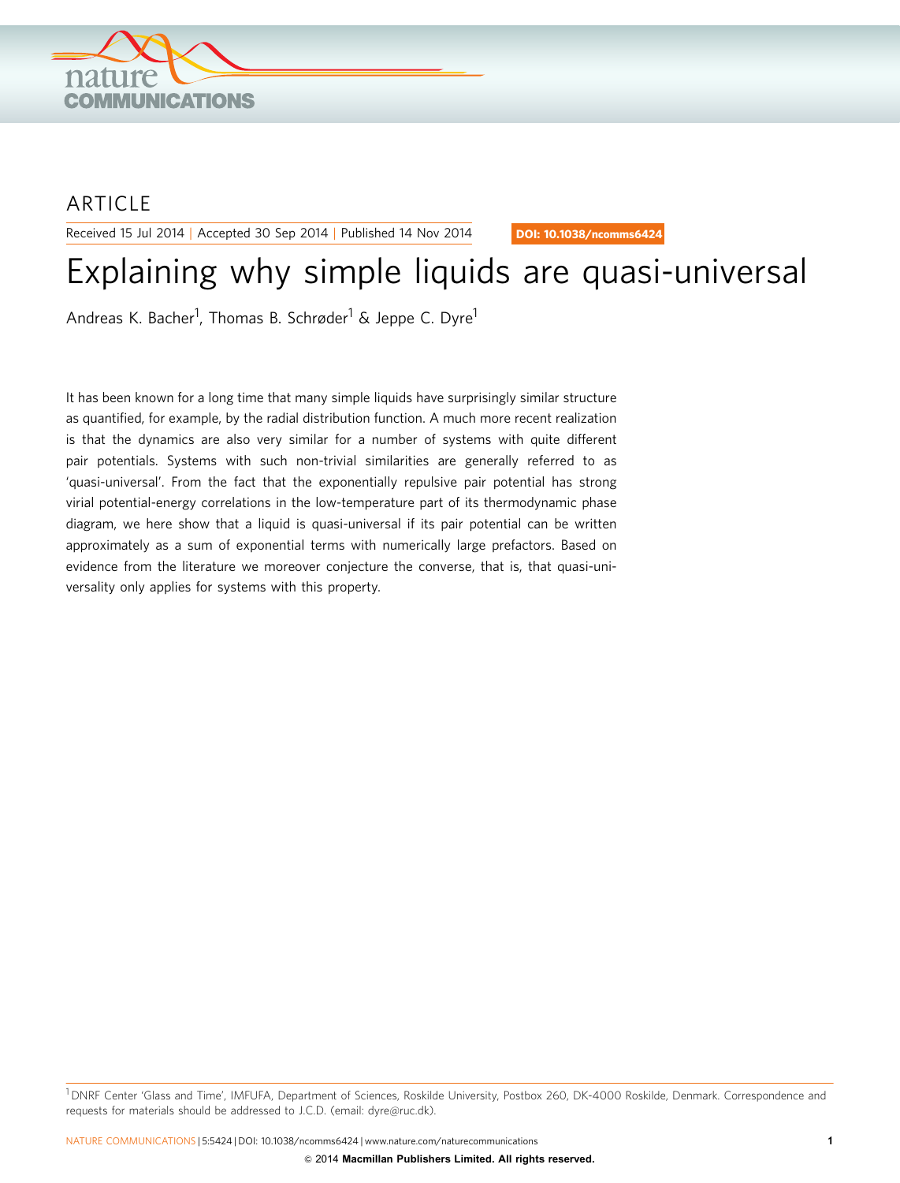ARTICLE

Received 15 Jul 2014 | Accepted 30 Sep 2014 | Published 14 Nov 2014

DOI: 10.1038/ncomms6424

# Explaining why simple liquids are quasi-universal

Andreas K. Bacher[1], Thomas B. Schrøder[1] & Jeppe C. Dyre[1]

It has been known for a long time that many simple liquids have surprisingly similar structure as quantified, for example, by the radial distribution function. A much more recent realization is that the dynamics are also very similar for a number of systems with quite different pair potentials. Systems with such non-trivial similarities are generally referred to as 'quasi-universal'. From the fact that the exponentially repulsive pair potential has strong virial potential-energy correlations in the low-temperature part of its thermodynamic phase diagram, we here show that a liquid is quasi-universal if its pair potential can be written approximately as a sum of exponential terms with numerically large prefactors. Based on evidence from the literature we moreover conjecture the converse, that is, that quasi-universality only applies for systems with this property.

[1] DNRF Center 'Glass and Time', IMFUFA, Department of Sciences, Roskilde University, Postbox 260, DK-4000 Roskilde, Denmark. Correspondence and requests for materials should be addressed to J.C.D. (email: dyre@ruc.dk).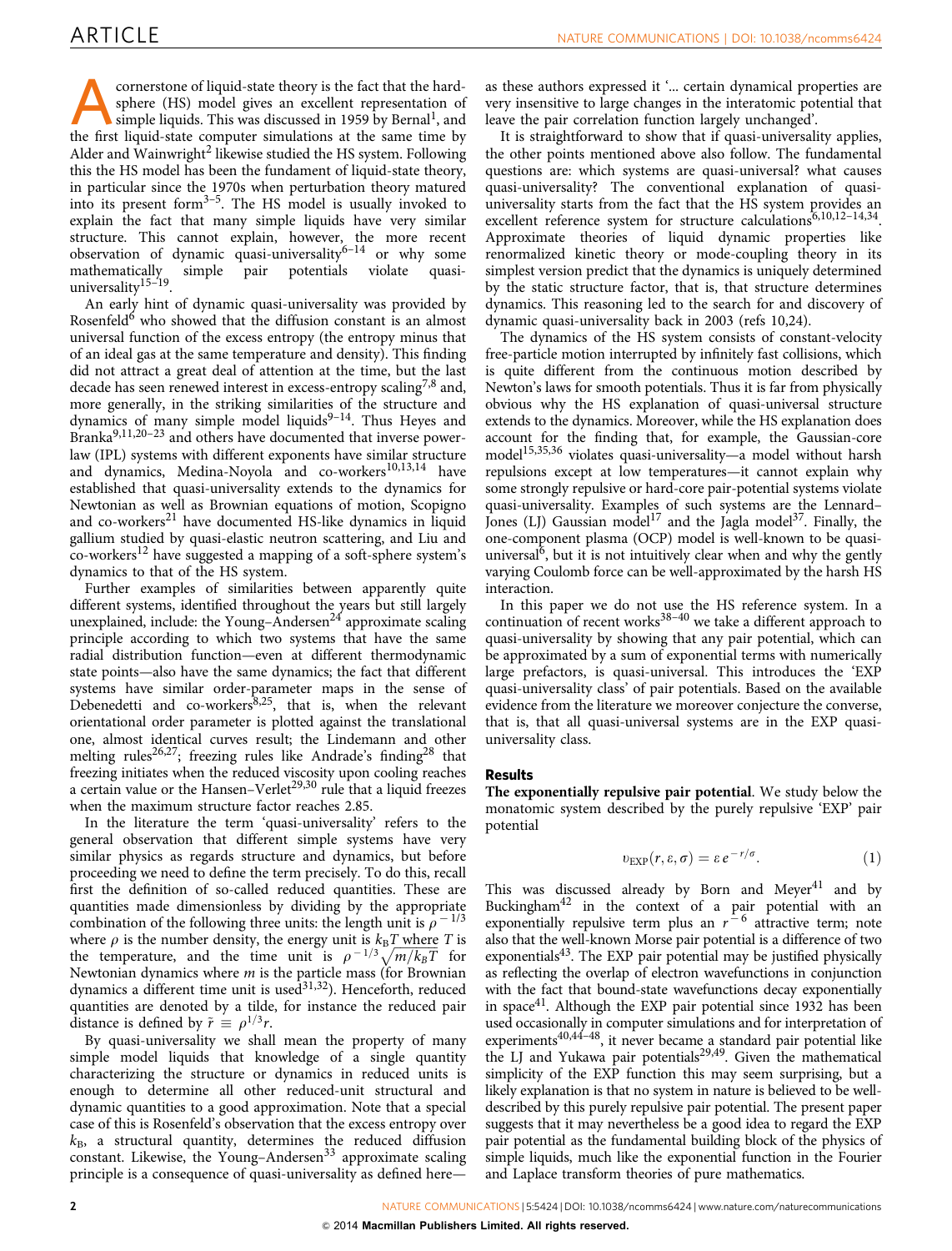A cornerstone of liquid-state theory is the fact that the hard-sphere (HS) model gives an excellent representation of simple liquids. This was discussed in 1959 by Bernal[1], and the first liquid-state computer simulations at the same time by Alder and Wainwright[2] likewise studied the HS system. Following this the HS model has been the fundament of liquid-state theory, in particular since the 1970s when perturbation theory matured into its present form[3–5]. The HS model is usually invoked to explain the fact that many simple liquids have very similar structure. This cannot explain, however, the more recent observation of dynamic quasi-universality[6–14] or why some mathematically simple pair potentials violate quasi-universality[15–19].

An early hint of dynamic quasi-universality was provided by Rosenfeld[6] who showed that the diffusion constant is an almost universal function of the excess entropy (the entropy minus that of an ideal gas at the same temperature and density). This finding did not attract a great deal of attention at the time, but the last decade has seen renewed interest in excess-entropy scaling[7,8] and, more generally, in the striking similarities of the structure and dynamics of many simple model liquids[9–14]. Thus Heyes and Branka[9,11,20–23] and others have documented that inverse power-law (IPL) systems with different exponents have similar structure and dynamics, Medina-Noyola and co-workers[10,13,14] have established that quasi-universality extends to the dynamics for Newtonian as well as Brownian equations of motion, Scopigno and co-workers[21] have documented HS-like dynamics in liquid gallium studied by quasi-elastic neutron scattering, and Liu and co-workers[12] have suggested a mapping of a soft-sphere system's dynamics to that of the HS system.

Further examples of similarities between apparently quite different systems, identified throughout the years but still largely unexplained, include: the Young–Andersen[24] approximate scaling principle according to which two systems that have the same radial distribution function—even at different thermodynamic state points—also have the same dynamics; the fact that different systems have similar order-parameter maps in the sense of Debenedetti and co-workers[8,25], that is, when the relevant orientational order parameter is plotted against the translational one, almost identical curves result; the Lindemann and other melting rules[26,27]; freezing rules like Andrade's finding[28] that freezing initiates when the reduced viscosity upon cooling reaches a certain value or the Hansen–Verlet[29,30] rule that a liquid freezes when the maximum structure factor reaches 2.85.

In the literature the term 'quasi-universality' refers to the general observation that different simple systems have very similar physics as regards structure and dynamics, but before proceeding we need to define the term precisely. To do this, recall first the definition of so-called reduced quantities. These are quantities made dimensionless by dividing by the appropriate combination of the following three units: the length unit is $\rho^{-1/3}$ where $\rho$ is the number density, the energy unit is $k_BT$ where $T$ is the temperature, and the time unit is $\rho^{-1/3}\sqrt{m/k_BT}$ for Newtonian dynamics where $m$ is the particle mass (for Brownian dynamics a different time unit is used[31,32]). Henceforth, reduced quantities are denoted by a tilde, for instance the reduced pair distance is defined by $\tilde{r} \equiv \rho^{1/3}r$.

By quasi-universality we shall mean the property of many simple model liquids that knowledge of a single quantity characterizing the structure or dynamics in reduced units is enough to determine all other reduced-unit structural and dynamic quantities to a good approximation. Note that a special case of this is Rosenfeld's observation that the excess entropy over $k_B$, a structural quantity, determines the reduced diffusion constant. Likewise, the Young–Andersen[33] approximate scaling principle is a consequence of quasi-universality as defined here—as these authors expressed it '... certain dynamical properties are very insensitive to large changes in the interatomic potential that leave the pair correlation function largely unchanged'.

It is straightforward to show that if quasi-universality applies, the other points mentioned above also follow. The fundamental questions are: which systems are quasi-universal? what causes quasi-universality? The conventional explanation of quasi-universality starts from the fact that the HS system provides an excellent reference system for structure calculations[6,10,12–14,34]. Approximate theories of liquid dynamic properties like renormalized kinetic theory or mode-coupling theory in its simplest version predict that the dynamics is uniquely determined by the static structure factor, that is, that structure determines dynamics. This reasoning led to the search for and discovery of dynamic quasi-universality back in 2003 (refs 10,24).

The dynamics of the HS system consists of constant-velocity free-particle motion interrupted by infinitely fast collisions, which is quite different from the continuous motion described by Newton's laws for smooth potentials. Thus it is far from physically obvious why the HS explanation of quasi-universal structure extends to the dynamics. Moreover, while the HS explanation does account for the finding that, for example, the Gaussian-core model[15,35,36] violates quasi-universality—a model without harsh repulsions except at low temperatures—it cannot explain why some strongly repulsive or hard-core pair-potential systems violate quasi-universality. Examples of such systems are the Lennard–Jones (LJ) Gaussian model[17] and the Jagla model[37]. Finally, the one-component plasma (OCP) model is well-known to be quasi-universal[6], but it is not intuitively clear when and why the gently varying Coulomb force can be well-approximated by the harsh HS interaction.

In this paper we do not use the HS reference system. In a continuation of recent works[38–40] we take a different approach to quasi-universality by showing that any pair potential, which can be approximated by a sum of exponential terms with numerically large prefactors, is quasi-universal. This introduces the 'EXP quasi-universality class' of pair potentials. Based on the available evidence from the literature we moreover conjecture the converse, that is, that all quasi-universal systems are in the EXP quasi-universality class.

## Results

**The exponentially repulsive pair potential**. We study below the monatomic system described by the purely repulsive 'EXP' pair potential

$$v_{\mathrm{EXP}}(r, \varepsilon, \sigma) = \varepsilon \, e^{-r/\sigma}. \tag{1}$$

This was discussed already by Born and Meyer[41] and by Buckingham[42] in the context of a pair potential with an exponentially repulsive term plus an $r^{-6}$ attractive term; note also that the well-known Morse pair potential is a difference of two exponentials[43]. The EXP pair potential may be justified physically as reflecting the overlap of electron wavefunctions in conjunction with the fact that bound-state wavefunctions decay exponentially in space[41]. Although the EXP pair potential since 1932 has been used occasionally in computer simulations and for interpretation of experiments[40,44–48], it never became a standard pair potential like the LJ and Yukawa pair potentials[29,49]. Given the mathematical simplicity of the EXP function this may seem surprising, but a likely explanation is that no system in nature is believed to be well-described by this purely repulsive pair potential. The present paper suggests that it may nevertheless be a good idea to regard the EXP pair potential as the fundamental building block of the physics of simple liquids, much like the exponential function in the Fourier and Laplace transform theories of pure mathematics.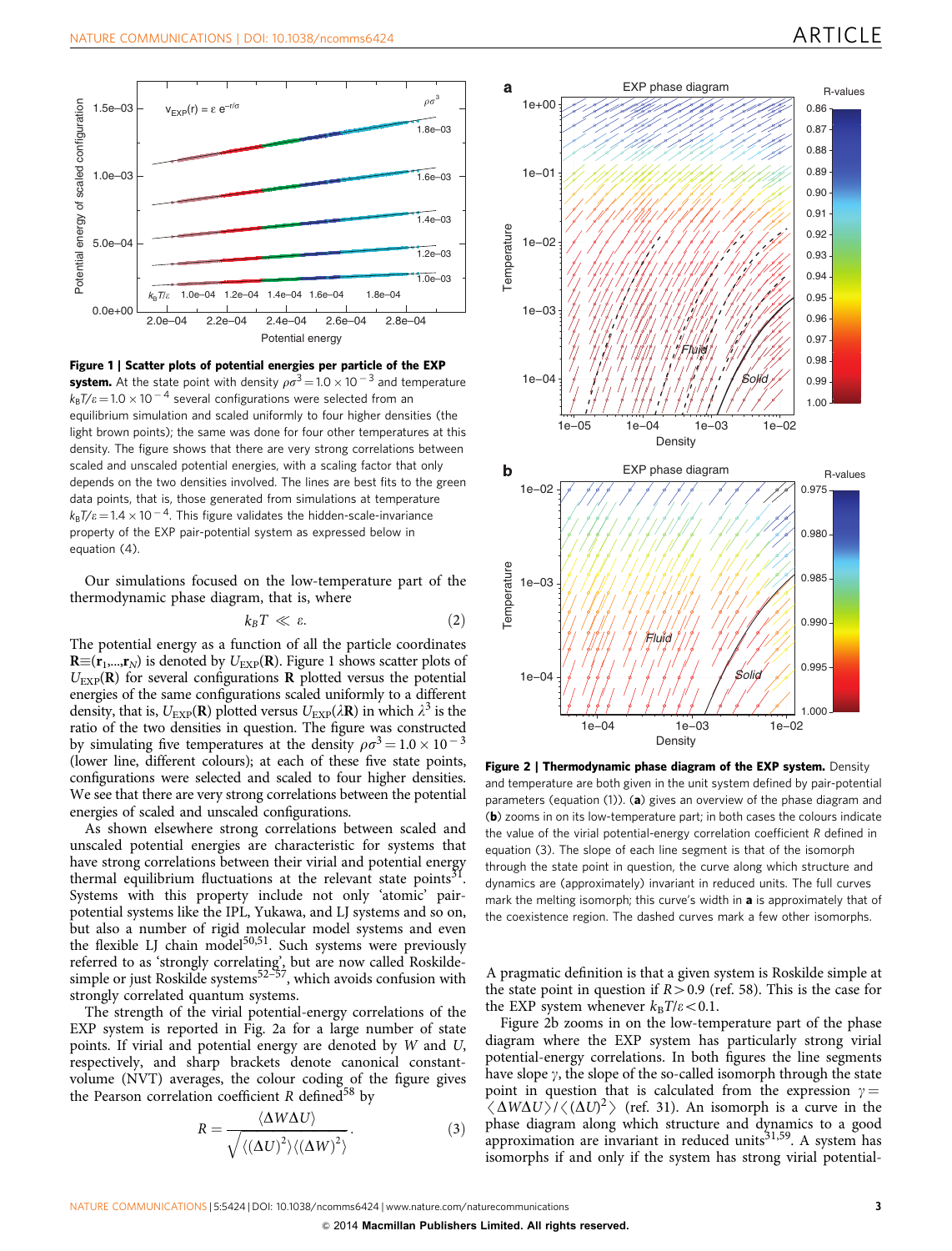**Figure 1 | Scatter plots of potential energies per particle of the EXP system.** At the state point with density $\rho\sigma^3 = 1.0 \times 10^{-3}$ and temperature $k_BT/\varepsilon = 1.0 \times 10^{-4}$ several configurations were selected from an equilibrium simulation and scaled uniformly to four higher densities (the light brown points); the same was done for four other temperatures at this density. The figure shows that there are very strong correlations between scaled and unscaled potential energies, with a scaling factor that only depends on the two densities involved. The lines are best fits to the green data points, that is, those generated from simulations at temperature $k_BT/\varepsilon = 1.4 \times 10^{-4}$. This figure validates the hidden-scale-invariance property of the EXP pair-potential system as expressed below in equation (4).

Our simulations focused on the low-temperature part of the thermodynamic phase diagram, that is, where

$$k_BT \ll \varepsilon. \tag{2}$$

The potential energy as a function of all the particle coordinates $\mathbf{R} \equiv (\mathbf{r}_1,\ldots,\mathbf{r}_N)$ is denoted by $U_{\rm EXP}(\mathbf{R})$. Figure 1 shows scatter plots of $U_{\rm EXP}(\mathbf{R})$ for several configurations $\mathbf{R}$ plotted versus the potential energies of the same configurations scaled uniformly to a different density, that is, $U_{\rm EXP}(\mathbf{R})$ plotted versus $U_{\rm EXP}(\lambda\mathbf{R})$ in which $\lambda^3$ is the ratio of the two densities in question. The figure was constructed by simulating five temperatures at the density $\rho\sigma^3 = 1.0 \times 10^{-3}$ (lower line, different colours); at each of these five state points, configurations were selected and scaled to four higher densities. We see that there are very strong correlations between the potential energies of scaled and unscaled configurations.

As shown elsewhere strong correlations between scaled and unscaled potential energies are characteristic for systems that have strong correlations between their virial and potential energy thermal equilibrium fluctuations at the relevant state points[31]. Systems with this property include not only 'atomic' pair-potential systems like the IPL, Yukawa, and LJ systems and so on, but also a number of rigid molecular model systems and even the flexible LJ chain model[50,51]. Such systems were previously referred to as 'strongly correlating', but are now called Roskilde-simple or just Roskilde systems[52–57], which avoids confusion with strongly correlated quantum systems.

The strength of the virial potential-energy correlations of the EXP system is reported in Fig. 2a for a large number of state points. If virial and potential energy are denoted by $W$ and $U$, respectively, and sharp brackets denote canonical constant-volume (NVT) averages, the colour coding of the figure gives the Pearson correlation coefficient $R$ defined[58] by

$$R = \frac{\langle \Delta W \Delta U \rangle}{\sqrt{\langle (\Delta U)^2 \rangle \langle (\Delta W)^2 \rangle}}. \tag{3}$$

**Figure 2 | Thermodynamic phase diagram of the EXP system.** Density and temperature are both given in the unit system defined by pair-potential parameters (equation (1)). (**a**) gives an overview of the phase diagram and (**b**) zooms in on its low-temperature part; in both cases the colours indicate the value of the virial potential-energy correlation coefficient $R$ defined in equation (3). The slope of each line segment is that of the isomorph through the state point in question, the curve along which structure and dynamics are (approximately) invariant in reduced units. The full curves mark the melting isomorph; this curve's width in **a** is approximately that of the coexistence region. The dashed curves mark a few other isomorphs.

A pragmatic definition is that a given system is Roskilde simple at the state point in question if $R > 0.9$ (ref. 58). This is the case for the EXP system whenever $k_BT/\varepsilon < 0.1$.

Figure 2b zooms in on the low-temperature part of the phase diagram where the EXP system has particularly strong virial potential-energy correlations. In both figures the line segments have slope $\gamma$, the slope of the so-called isomorph through the state point in question that is calculated from the expression $\gamma = \langle \Delta W \Delta U \rangle / \langle (\Delta U)^2 \rangle$ (ref. 31). An isomorph is a curve in the phase diagram along which structure and dynamics to a good approximation are invariant in reduced units[31,59]. A system has isomorphs if and only if the system has strong virial potential-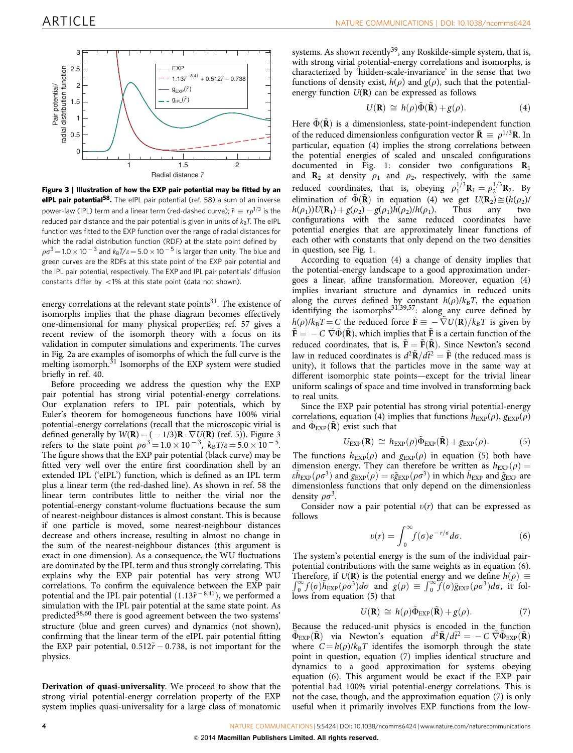**Figure 3 | Illustration of how the EXP pair potential may be fitted by an eIPL pair potential[58].** The eIPL pair potential (ref. 58) is a sum of an inverse power-law (IPL) term and a linear term (red-dashed curve); $\tilde{r} \equiv r\rho^{1/3}$ is the reduced pair distance and the pair potential is given in units of $k_BT$. The eIPL function was fitted to the EXP function over the range of radial distances for which the radial distribution function (RDF) at the state point defined by $\rho\sigma^3 = 1.0 \times 10^{-3}$ and $k_BT/\varepsilon = 5.0 \times 10^{-5}$ is larger than unity. The blue and green curves are the RDFs at this state point of the EXP pair potential and the IPL pair potential, respectively. The EXP and IPL pair potentials' diffusion constants differ by <1% at this state point (data not shown).

energy correlations at the relevant state points[31]. The existence of isomorphs implies that the phase diagram becomes effectively one-dimensional for many physical properties; ref. 57 gives a recent review of the isomorph theory with a focus on its validation in computer simulations and experiments. The curves in Fig. 2a are examples of isomorphs of which the full curve is the melting isomorph.[31] Isomorphs of the EXP system were studied briefly in ref. 40.

Before proceeding we address the question why the EXP pair potential has strong virial potential-energy correlations. Our explanation refers to IPL pair potentials, which by Euler's theorem for homogeneous functions have 100% virial potential-energy correlations (recall that the microscopic virial is defined generally by $W(\mathbf{R}) = (-1/3)\mathbf{R} \cdot \nabla U(\mathbf{R})$ (ref. 5)). Figure 3 refers to the state point $\rho\sigma^3 = 1.0 \times 10^{-3}$, $k_BT/\varepsilon = 5.0 \times 10^{-5}$. The figure shows that the EXP pair potential (black curve) may be fitted very well over the entire first coordination shell by an extended IPL ('eIPL') function, which is defined as an IPL term plus a linear term (the red-dashed line). As shown in ref. 58 the linear term contributes little to neither the virial nor the potential-energy constant-volume fluctuations because the sum of nearest-neighbour distances is almost constant. This is because if one particle is moved, some nearest-neighbour distances decrease and others increase, resulting in almost no change in the sum of the nearest-neighbour distances (this argument is exact in one dimension). As a consequence, the WU fluctuations are dominated by the IPL term and thus strongly correlating. This explains why the EXP pair potential has very strong WU correlations. To confirm the equivalence between the EXP pair potential and the IPL pair potential ($1.13\tilde{r}^{-8.41}$), we performed a simulation with the IPL pair potential at the same state point. As predicted[58,60] there is good agreement between the two systems' structure (blue and green curves) and dynamics (not shown), confirming that the linear term of the eIPL pair potential fitting the EXP pair potential, $0.512\tilde{r} - 0.738$, is not important for the physics.

**Derivation of quasi-universality**. We proceed to show that the strong virial potential-energy correlation property of the EXP system implies quasi-universality for a large class of monatomic systems. As shown recently[39], any Roskilde-simple system, that is, with strong virial potential-energy correlations and isomorphs, is characterized by 'hidden-scale-invariance' in the sense that two functions of density exist, $h(\rho)$ and $g(\rho)$, such that the potential-energy function $U(\mathbf{R})$ can be expressed as follows

$$U(\mathbf{R}) \cong h(\rho)\tilde{\Phi}(\tilde{\mathbf{R}}) + g(\rho). \tag{4}$$

Here $\tilde{\Phi}(\tilde{\mathbf{R}})$ is a dimensionless, state-point-independent function of the reduced dimensionless configuration vector $\tilde{\mathbf{R}} \equiv \rho^{1/3}\mathbf{R}$. In particular, equation (4) implies the strong correlations between the potential energies of scaled and unscaled configurations documented in Fig. 1: consider two configurations $\mathbf{R}_1$ and $\mathbf{R}_2$ at density $\rho_1$ and $\rho_2$, respectively, with the same reduced coordinates, that is, obeying $\rho_1^{1/3}\mathbf{R}_1 = \rho_2^{1/3}\mathbf{R}_2$. By elimination of $\tilde{\Phi}(\tilde{\mathbf{R}})$ in equation (4) we get $U(\mathbf{R}_2) \cong (h(\rho_2)/h(\rho_1))U(\mathbf{R}_1) + g(\rho_2) - g(\rho_1)h(\rho_2)/h(\rho_1)$. Thus any two configurations with the same reduced coordinates have potential energies that are approximately linear functions of each other with constants that only depend on the two densities in question, see Fig. 1.

According to equation (4) a change of density implies that the potential-energy landscape to a good approximation undergoes a linear, affine transformation. Moreover, equation (4) implies invariant structure and dynamics in reduced units along the curves defined by constant $h(\rho)/k_BT$, the equation identifying the isomorphs[31,39,57]: along any curve defined by $h(\rho)/k_BT = C$ the reduced force $\tilde{\mathbf{F}} \equiv -\tilde{\nabla}U(\mathbf{R})/k_BT$ is given by $\tilde{\mathbf{F}} = -C\,\tilde{\nabla}\tilde{\Phi}(\tilde{\mathbf{R}})$, which implies that $\tilde{\mathbf{F}}$ is a certain function of the reduced coordinates, that is, $\tilde{\mathbf{F}} = \tilde{\mathbf{F}}(\tilde{\mathbf{R}})$. Since Newton's second law in reduced coordinates is $d^2\tilde{\mathbf{R}}/d\tilde{t}^2 = \tilde{\mathbf{F}}$ (the reduced mass is unity), it follows that the particles move in the same way at different isomorphic state points—except for the trivial linear uniform scalings of space and time involved in transforming back to real units.

Since the EXP pair potential has strong virial potential-energy correlations, equation (4) implies that functions $h_{\rm EXP}(\rho)$, $g_{\rm EXP}(\rho)$ and $\tilde{\Phi}_{\rm EXP}(\tilde{\mathbf{R}})$ exist such that

$$U_{\rm EXP}(\mathbf{R}) \cong h_{\rm EXP}(\rho)\tilde{\Phi}_{\rm EXP}(\tilde{\mathbf{R}}) + g_{\rm EXP}(\rho). \tag{5}$$

The functions $h_{\rm EXP}(\rho)$ and $g_{\rm EXP}(\rho)$ in equation (5) both have dimension energy. They can therefore be written as $h_{\rm EXP}(\rho) = \varepsilon\tilde{h}_{\rm EXP}(\rho\sigma^3)$ and $g_{\rm EXP}(\rho) = \varepsilon\tilde{g}_{\rm EXP}(\rho\sigma^3)$ in which $\tilde{h}_{\rm EXP}$ and $\tilde{g}_{\rm EXP}$ are dimensionless functions that only depend on the dimensionless density $\rho\sigma^3$.

Consider now a pair potential $v(r)$ that can be expressed as follows

$$v(r) = \int_0^\infty f(\sigma)e^{-r/\sigma}d\sigma. \tag{6}$$

The system's potential energy is the sum of the individual pair-potential contributions with the same weights as in equation (6). Therefore, if $U(\mathbf{R})$ is the potential energy and we define $h(\rho) \equiv \int_0^\infty f(\sigma)\tilde{h}_{\rm EXP}(\rho\sigma^3)d\sigma$ and $g(\rho) \equiv \int_0^\infty f(\sigma)\tilde{g}_{\rm EXP}(\rho\sigma^3)d\sigma$, it follows from equation (5) that

$$U(\mathbf{R}) \cong h(\rho)\tilde{\Phi}_{\rm EXP}(\tilde{\mathbf{R}}) + g(\rho). \tag{7}$$

Because the reduced-unit physics is encoded in the function $\tilde{\Phi}_{\rm EXP}(\tilde{\mathbf{R}})$ via Newton's equation $d^2\tilde{\mathbf{R}}/d\tilde{t}^2 = -C\,\tilde{\nabla}\tilde{\Phi}_{\rm EXP}(\tilde{\mathbf{R}})$ where $C = h(\rho)/k_BT$ identifes the isomorph through the state point in question, equation (7) implies identical structure and dynamics to a good approximation for systems obeying equation (6). This argument would be exact if the EXP pair potential had 100% virial potential-energy correlations. This is not the case, though, and the approximation equation (7) is only useful when it primarily involves EXP functions from the low-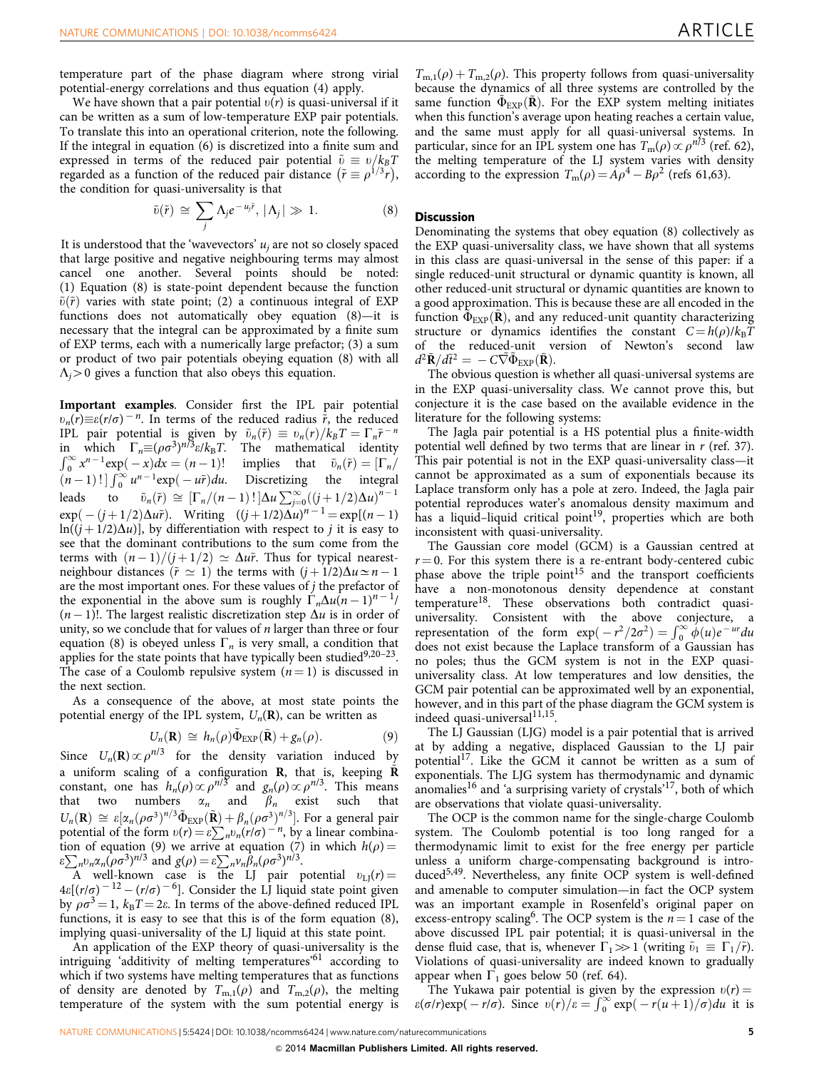temperature part of the phase diagram where strong virial potential-energy correlations and thus equation (4) apply.

We have shown that a pair potential $v(r)$ is quasi-universal if it can be written as a sum of low-temperature EXP pair potentials. To translate this into an operational criterion, note the following. If the integral in equation (6) is discretized into a finite sum and expressed in terms of the reduced pair potential $\tilde{v} \equiv v/k_BT$ regarded as a function of the reduced pair distance ($\tilde{r} \equiv \rho^{1/3}r$), the condition for quasi-universality is that

$$\tilde{v}(\tilde{r}) \cong \sum_j \Lambda_j e^{-u_j\tilde{r}},\ |\Lambda_j| \gg 1. \quad (8)$$

It is understood that the 'wavevectors' $u_j$ are not so closely spaced that large positive and negative neighbouring terms may almost cancel one another. Several points should be noted: (1) Equation (8) is state-point dependent because the function $\tilde{v}(\tilde{r})$ varies with state point; (2) a continuous integral of EXP functions does not automatically obey equation (8)—it is necessary that the integral can be approximated by a finite sum of EXP terms, each with a numerically large prefactor; (3) a sum or product of two pair potentials obeying equation (8) with all $\Lambda_j > 0$ gives a function that also obeys this equation.

**Important examples**. Consider first the IPL pair potential $v_n(r) \equiv \varepsilon(r/\sigma)^{-n}$. In terms of the reduced radius $\tilde{r}$, the reduced IPL pair potential is given by $\tilde{v}_n(\tilde{r}) \equiv v_n(r)/k_BT = \Gamma_n\tilde{r}^{-n}$ in which $\Gamma_n \equiv (\rho\sigma^3)^{n/3}\varepsilon/k_BT$. The mathematical identity $\int_0^\infty x^{n-1}\exp(-x)dx = (n-1)!$ implies that $\tilde{v}_n(\tilde{r}) = [\Gamma_n/(n-1)!]\int_0^\infty u^{n-1}\exp(-u\tilde{r})du$. Discretizing the integral leads to $\tilde{v}_n(\tilde{r}) \cong [\Gamma_n/(n-1)!]\Delta u\sum_{j=0}^{\infty}((j+1/2)\Delta u)^{n-1}\exp(-(j+1/2)\Delta u\tilde{r})$. Writing $((j+1/2)\Delta u)^{n-1} = \exp[(n-1)\ln((j+1/2)\Delta u)]$, by differentiation with respect to $j$ it is easy to see that the dominant contributions to the sum come from the terms with $(n-1)/(j+1/2) \simeq \Delta u\tilde{r}$. Thus for typical nearest-neighbour distances ($\tilde{r} \simeq 1$) the terms with $(j+1/2)\Delta u \simeq n-1$ are the most important ones. For these values of $j$ the prefactor of the exponential in the above sum is roughly $\Gamma_n\Delta u(n-1)^{n-1}/(n-1)!$. The largest realistic discretization step $\Delta u$ is in order of unity, so we conclude that for values of $n$ larger than three or four equation (8) is obeyed unless $\Gamma_n$ is very small, a condition that applies for the state points that have typically been studied[9,20–23]. The case of a Coulomb repulsive system ($n = 1$) is discussed in the next section.

As a consequence of the above, at most state points the potential energy of the IPL system, $U_n(\mathbf{R})$, can be written as

$$U_n(\mathbf{R}) \cong h_n(\rho)\tilde{\Phi}_{\rm EXP}(\tilde{\mathbf{R}}) + g_n(\rho). \quad (9)$$

Since $U_n(\mathbf{R}) \propto \rho^{n/3}$ for the density variation induced by a uniform scaling of a configuration $\mathbf{R}$, that is, keeping $\tilde{\mathbf{R}}$ constant, one has $h_n(\rho) \propto \rho^{n/3}$ and $g_n(\rho) \propto \rho^{n/3}$. This means that two numbers $\alpha_n$ and $\beta_n$ exist such that $U_n(\mathbf{R}) \cong \varepsilon[\alpha_n(\rho\sigma^3)^{n/3}\tilde{\Phi}_{\rm EXP}(\tilde{\mathbf{R}}) + \beta_n(\rho\sigma^3)^{n/3}]$. For a general pair potential of the form $v(r) = \varepsilon\sum_n v_n(r/\sigma)^{-n}$, by a linear combination of equation (9) we arrive at equation (7) in which $h(\rho) = \varepsilon\sum_n v_n\alpha_n(\rho\sigma^3)^{n/3}$ and $g(\rho) = \varepsilon\sum_n v_n\beta_n(\rho\sigma^3)^{n/3}$.

A well-known case is the LJ pair potential $v_{\rm LJ}(r) = 4\varepsilon[(r/\sigma)^{-12} - (r/\sigma)^{-6}]$. Consider the LJ liquid state point given by $\rho\sigma^3 = 1$, $k_BT = 2\varepsilon$. In terms of the above-defined reduced IPL functions, it is easy to see that this is of the form equation (8), implying quasi-universality of the LJ liquid at this state point.

An application of the EXP theory of quasi-universality is the intriguing 'additivity of melting temperatures'[61] according to which if two systems have melting temperatures that as functions of density are denoted by $T_{m,1}(\rho)$ and $T_{m,2}(\rho)$, the melting temperature of the system with the sum potential energy is $T_{m,1}(\rho) + T_{m,2}(\rho)$. This property follows from quasi-universality because the dynamics of all three systems are controlled by the same function $\tilde{\Phi}_{\rm EXP}(\tilde{\mathbf{R}})$. For the EXP system melting initiates when this function's average upon heating reaches a certain value, and the same must apply for all quasi-universal systems. In particular, since for an IPL system one has $T_m(\rho) \propto \rho^{n/3}$ (ref. 62), the melting temperature of the LJ system varies with density according to the expression $T_m(\rho) = A\rho^4 - B\rho^2$ (refs 61,63).

## Discussion

Denominating the systems that obey equation (8) collectively as the EXP quasi-universality class, we have shown that all systems in this class are quasi-universal in the sense of this paper: if a single reduced-unit structural or dynamic quantity is known, all other reduced-unit structural or dynamic quantities are known to a good approximation. This is because these are all encoded in the function $\tilde{\Phi}_{\rm EXP}(\tilde{\mathbf{R}})$, and any reduced-unit quantity characterizing structure or dynamics identifies the constant $C = h(\rho)/k_BT$ of the reduced-unit version of Newton's second law $d^2\tilde{\mathbf{R}}/d\tilde{t}^2 = -C\tilde{\nabla}\tilde{\Phi}_{\rm EXP}(\tilde{\mathbf{R}})$.

The obvious question is whether all quasi-universal systems are in the EXP quasi-universality class. We cannot prove this, but conjecture it is the case based on the available evidence in the literature for the following systems:

The Jagla pair potential is a HS potential plus a finite-width potential well defined by two terms that are linear in $r$ (ref. 37). This pair potential is not in the EXP quasi-universality class—it cannot be approximated as a sum of exponentials because its Laplace transform only has a pole at zero. Indeed, the Jagla pair potential reproduces water's anomalous density maximum and has a liquid–liquid critical point[19], properties which are both inconsistent with quasi-universality.

The Gaussian core model (GCM) is a Gaussian centred at $r = 0$. For this system there is a re-entrant body-centered cubic phase above the triple point[15] and the transport coefficients have a non-monotonous density dependence at constant temperature[18]. These observations both contradict quasi-universality. Consistent with the above conjecture, a representation of the form $\exp(-r^2/2\sigma^2) = \int_0^\infty \phi(u)e^{-ur}du$ does not exist because the Laplace transform of a Gaussian has no poles; thus the GCM system is not in the EXP quasi-universality class. At low temperatures and low densities, the GCM pair potential can be approximated well by an exponential, however, and in this part of the phase diagram the GCM system is indeed quasi-universal[11,15].

The LJ Gaussian (LJG) model is a pair potential that is arrived at by adding a negative, displaced Gaussian to the LJ pair potential[17]. Like the GCM it cannot be written as a sum of exponentials. The LJG system has thermodynamic and dynamic anomalies[16] and 'a surprising variety of crystals'[17], both of which are observations that violate quasi-universality.

The OCP is the common name for the single-charge Coulomb system. The Coulomb potential is too long ranged for a thermodynamic limit to exist for the free energy per particle unless a uniform charge-compensating background is introduced[5,49]. Nevertheless, any finite OCP system is well-defined and amenable to computer simulation—in fact the OCP system was an important example in Rosenfeld's original paper on excess-entropy scaling[6]. The OCP system is the $n = 1$ case of the above discussed IPL pair potential; it is quasi-universal in the dense fluid case, that is, whenever $\Gamma_1 \gg 1$ (writing $\tilde{v}_1 \equiv \Gamma_1/\tilde{r}$). Violations of quasi-universality are indeed known to gradually appear when $\Gamma_1$ goes below 50 (ref. 64).

The Yukawa pair potential is given by the expression $v(r) = \varepsilon(\sigma/r)\exp(-r/\sigma)$. Since $v(r)/\varepsilon = \int_0^\infty \exp(-r(u+1)/\sigma)du$ it is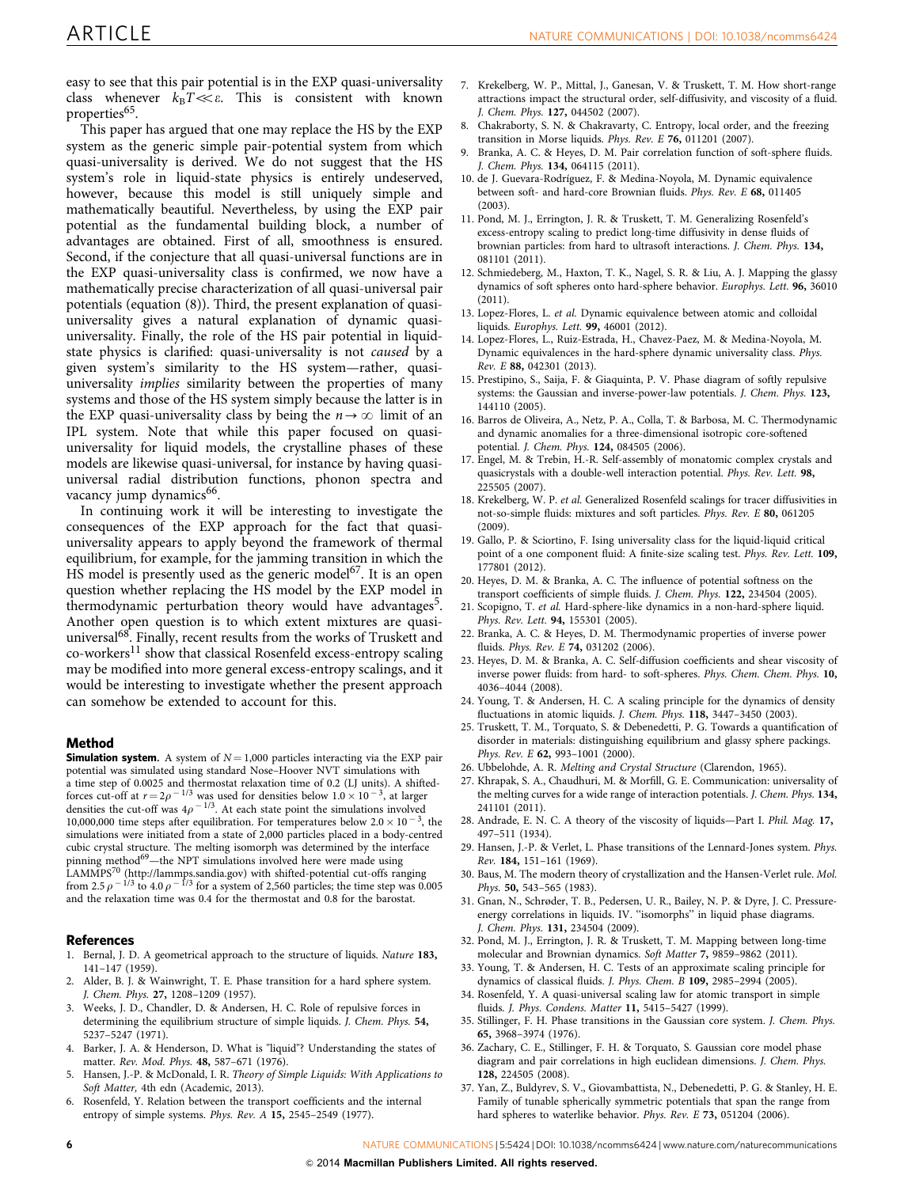easy to see that this pair potential is in the EXP quasi-universality class whenever $k_BT \ll \varepsilon$. This is consistent with known properties[65].

This paper has argued that one may replace the HS by the EXP system as the generic simple pair-potential system from which quasi-universality is derived. We do not suggest that the HS system's role in liquid-state physics is entirely undeserved, however, because this model is still uniquely simple and mathematically beautiful. Nevertheless, by using the EXP pair potential as the fundamental building block, a number of advantages are obtained. First of all, smoothness is ensured. Second, if the conjecture that all quasi-universal functions are in the EXP quasi-universality class is confirmed, we now have a mathematically precise characterization of all quasi-universal pair potentials (equation (8)). Third, the present explanation of quasi-universality gives a natural explanation of dynamic quasi-universality. Finally, the role of the HS pair potential in liquid-state physics is clarified: quasi-universality is not *caused* by a given system's similarity to the HS system—rather, quasi-universality *implies* similarity between the properties of many systems and those of the HS system simply because the latter is in the EXP quasi-universality class by being the $n \to \infty$ limit of an IPL system. Note that while this paper focused on quasi-universality for liquid models, the crystalline phases of these models are likewise quasi-universal, for instance by having quasi-universal radial distribution functions, phonon spectra and vacancy jump dynamics[66].

In continuing work it will be interesting to investigate the consequences of the EXP approach for the fact that quasi-universality appears to apply beyond the framework of thermal equilibrium, for example, for the jamming transition in which the HS model is presently used as the generic model[67]. It is an open question whether replacing the HS model by the EXP model in thermodynamic perturbation theory would have advantages[5]. Another open question is to which extent mixtures are quasi-universal[68]. Finally, recent results from the works of Truskett and co-workers[11] show that classical Rosenfeld excess-entropy scaling may be modified into more general excess-entropy scalings, and it would be interesting to investigate whether the present approach can somehow be extended to account for this.

## Method

**Simulation system.** A system of $N = 1{,}000$ particles interacting via the EXP pair potential was simulated using standard Nose–Hoover NVT simulations with a time step of 0.0025 and thermostat relaxation time of 0.2 (LJ units). A shifted-forces cut-off at $r = 2\rho^{-1/3}$ was used for densities below $1.0 \times 10^{-3}$, at larger densities the cut-off was $4\rho^{-1/3}$. At each state point the simulations involved 10,000,000 time steps after equilibration. For temperatures below $2.0 \times 10^{-3}$, the simulations were initiated from a state of 2,000 particles placed in a body-centred cubic crystal structure. The melting isomorph was determined by the interface pinning method[69]—the NPT simulations involved here were made using LAMMPS[70] (http://lammps.sandia.gov) with shifted-potential cut-offs ranging from $2.5\rho^{-1/3}$ to $4.0\rho^{-1/3}$ for a system of 2,560 particles; the time step was 0.005 and the relaxation time was 0.4 for the thermostat and 0.8 for the barostat.

## References

1. Bernal, J. D. A geometrical approach to the structure of liquids. *Nature* **183,** 141–147 (1959).
2. Alder, B. J. & Wainwright, T. E. Phase transition for a hard sphere system. *J. Chem. Phys.* **27,** 1208–1209 (1957).
3. Weeks, J. D., Chandler, D. & Andersen, H. C. Role of repulsive forces in determining the equilibrium structure of simple liquids. *J. Chem. Phys.* **54,** 5237–5247 (1971).
4. Barker, J. A. & Henderson, D. What is "liquid"? Understanding the states of matter. *Rev. Mod. Phys.* **48,** 587–671 (1976).
5. Hansen, J.-P. & McDonald, I. R. *Theory of Simple Liquids: With Applications to Soft Matter,* 4th edn (Academic, 2013).
6. Rosenfeld, Y. Relation between the transport coefficients and the internal entropy of simple systems. *Phys. Rev. A* **15,** 2545–2549 (1977).
7. Krekelberg, W. P., Mittal, J., Ganesan, V. & Truskett, T. M. How short-range attractions impact the structural order, self-diffusivity, and viscosity of a fluid. *J. Chem. Phys.* **127,** 044502 (2007).
8. Chakraborty, S. N. & Chakravarty, C. Entropy, local order, and the freezing transition in Morse liquids. *Phys. Rev. E* **76,** 011201 (2007).
9. Branka, A. C. & Heyes, D. M. Pair correlation function of soft-sphere fluids. *J. Chem. Phys.* **134,** 064115 (2011).
10. de J. Guevara-Rodríguez, F. & Medina-Noyola, M. Dynamic equivalence between soft- and hard-core Brownian fluids. *Phys. Rev. E* **68,** 011405 (2003).
11. Pond, M. J., Errington, J. R. & Truskett, T. M. Generalizing Rosenfeld's excess-entropy scaling to predict long-time diffusivity in dense fluids of brownian particles: from hard to ultrasoft interactions. *J. Chem. Phys.* **134,** 081101 (2011).
12. Schmiedeberg, M., Haxton, T. K., Nagel, S. R. & Liu, A. J. Mapping the glassy dynamics of soft spheres onto hard-sphere behavior. *Europhys. Lett.* **96,** 36010 (2011).
13. Lopez-Flores, L. *et al.* Dynamic equivalence between atomic and colloidal liquids. *Europhys. Lett.* **99,** 46001 (2012).
14. Lopez-Flores, L., Ruiz-Estrada, H., Chavez-Paez, M. & Medina-Noyola, M. Dynamic equivalences in the hard-sphere dynamic universality class. *Phys. Rev. E* **88,** 042301 (2013).
15. Prestipino, S., Saija, F. & Giaquinta, P. V. Phase diagram of softly repulsive systems: the Gaussian and inverse-power-law potentials. *J. Chem. Phys.* **123,** 144110 (2005).
16. Barros de Oliveira, A., Netz, P. A., Colla, T. & Barbosa, M. C. Thermodynamic and dynamic anomalies for a three-dimensional isotropic core-softened potential. *J. Chem. Phys.* **124,** 084505 (2006).
17. Engel, M. & Trebin, H.-R. Self-assembly of monatomic complex crystals and quasicrystals with a double-well interaction potential. *Phys. Rev. Lett.* **98,** 225505 (2007).
18. Krekelberg, W. P. *et al.* Generalized Rosenfeld scalings for tracer diffusivities in not-so-simple fluids: mixtures and soft particles. *Phys. Rev. E* **80,** 061205 (2009).
19. Gallo, P. & Sciortino, F. Ising universality class for the liquid-liquid critical point of a one component fluid: A finite-size scaling test. *Phys. Rev. Lett.* **109,** 177801 (2012).
20. Heyes, D. M. & Branka, A. C. The influence of potential softness on the transport coefficients of simple fluids. *J. Chem. Phys.* **122,** 234504 (2005).
21. Scopigno, T. *et al.* Hard-sphere-like dynamics in a non-hard-sphere liquid. *Phys. Rev. Lett.* **94,** 155301 (2005).
22. Branka, A. C. & Heyes, D. M. Thermodynamic properties of inverse power fluids. *Phys. Rev. E* **74,** 031202 (2006).
23. Heyes, D. M. & Branka, A. C. Self-diffusion coefficients and shear viscosity of inverse power fluids: from hard- to soft-spheres. *Phys. Chem. Chem. Phys.* **10,** 4036–4044 (2008).
24. Young, T. & Andersen, H. C. A scaling principle for the dynamics of density fluctuations in atomic liquids. *J. Chem. Phys.* **118,** 3447–3450 (2003).
25. Truskett, T. M., Torquato, S. & Debenedetti, P. G. Towards a quantification of disorder in materials: distinguishing equilibrium and glassy sphere packings. *Phys. Rev. E* **62,** 993–1001 (2000).
26. Ubbelohde, A. R. *Melting and Crystal Structure* (Clarendon, 1965).
27. Khrapak, S. A., Chaudhuri, M. & Morfill, G. E. Communication: universality of the melting curves for a wide range of interaction potentials. *J. Chem. Phys.* **134,** 241101 (2011).
28. Andrade, E. N. C. A theory of the viscosity of liquids—Part I. *Phil. Mag.* **17,** 497–511 (1934).
29. Hansen, J.-P. & Verlet, L. Phase transitions of the Lennard-Jones system. *Phys. Rev.* **184,** 151–161 (1969).
30. Baus, M. The modern theory of crystallization and the Hansen-Verlet rule. *Mol. Phys.* **50,** 543–565 (1983).
31. Gnan, N., Schrøder, T. B., Pedersen, U. R., Bailey, N. P. & Dyre, J. C. Pressure-energy correlations in liquids. IV. "isomorphs" in liquid phase diagrams. *J. Chem. Phys.* **131,** 234504 (2009).
32. Pond, M. J., Errington, J. R. & Truskett, T. M. Mapping between long-time molecular and Brownian dynamics. *Soft Matter* **7,** 9859–9862 (2011).
33. Young, T. & Andersen, H. C. Tests of an approximate scaling principle for dynamics of classical fluids. *J. Phys. Chem. B* **109,** 2985–2994 (2005).
34. Rosenfeld, Y. A quasi-universal scaling law for atomic transport in simple fluids. *J. Phys. Condens. Matter* **11,** 5415–5427 (1999).
35. Stillinger, F. H. Phase transitions in the Gaussian core system. *J. Chem. Phys.* **65,** 3968–3974 (1976).
36. Zachary, C. E., Stillinger, F. H. & Torquato, S. Gaussian core model phase diagram and pair correlations in high euclidean dimensions. *J. Chem. Phys.* **128,** 224505 (2008).
37. Yan, Z., Buldyrev, S. V., Giovambattista, N., Debenedetti, P. G. & Stanley, H. E. Family of tunable spherically symmetric potentials that span the range from hard spheres to waterlike behavior. *Phys. Rev. E* **73,** 051204 (2006).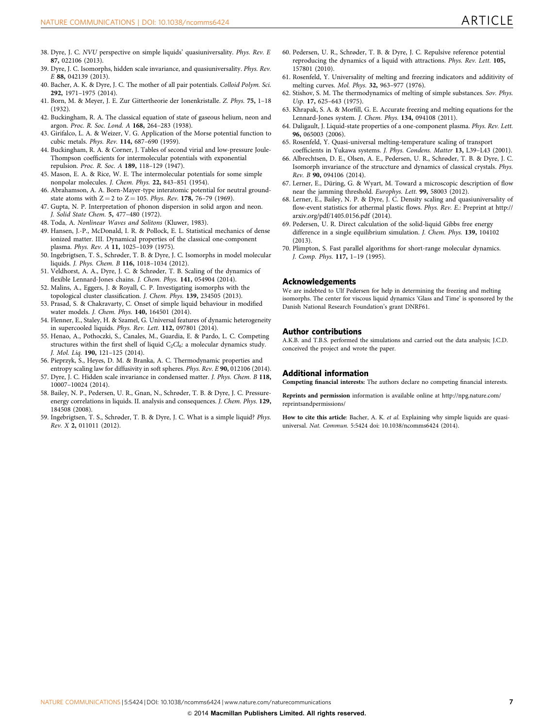38. Dyre, J. C. *NVU* perspective on simple liquids' quasiuniversality. *Phys. Rev. E* **87,** 022106 (2013).
39. Dyre, J. C. Isomorphs, hidden scale invariance, and quasiuniversality. *Phys. Rev. E* **88,** 042139 (2013).
40. Bacher, A. K. & Dyre, J. C. The mother of all pair potentials. *Colloid Polym. Sci.* **292,** 1971–1975 (2014).
41. Born, M. & Meyer, J. E. Zur Gittertheorie der Ionenkristalle. *Z. Phys.* **75,** 1–18 (1932).
42. Buckingham, R. A. The classical equation of state of gaseous helium, neon and argon. *Proc. R. Soc. Lond. A* **168,** 264–283 (1938).
43. Girifalco, L. A. & Weizer, V. G. Application of the Morse potential function to cubic metals. *Phys. Rev.* **114,** 687–690 (1959).
44. Buckingham, R. A. & Corner, J. Tables of second virial and low-pressure Joule-Thompson coefficients for intermolecular potentials with exponential repulsion. *Proc. R. Soc. A* **189,** 118–129 (1947).
45. Mason, E. A. & Rice, W. E. The intermolecular potentials for some simple nonpolar molecules. *J. Chem. Phys.* **22,** 843–851 (1954).
46. Abrahamson, A. A. Born-Mayer-type interatomic potential for neutral ground-state atoms with $Z = 2$ to $Z = 105$. *Phys. Rev.* **178,** 76–79 (1969).
47. Gupta, N. P. Interpretation of phonon dispersion in solid argon and neon. *J. Solid State Chem.* **5,** 477–480 (1972).
48. Toda, A. *Nonlinear Waves and Solitons* (Kluwer, 1983).
49. Hansen, J.-P., McDonald, I. R. & Pollock, E. L. Statistical mechanics of dense ionized matter. III. Dynamical properties of the classical one-component plasma. *Phys. Rev. A* **11,** 1025–1039 (1975).
50. Ingebrigtsen, T. S., Schrøder, T. B. & Dyre, J. C. Isomorphs in model molecular liquids. *J. Phys. Chem. B* **116,** 1018–1034 (2012).
51. Veldhorst, A. A., Dyre, J. C. & Schrøder, T. B. Scaling of the dynamics of flexible Lennard-Jones chains. *J. Chem. Phys.* **141,** 054904 (2014).
52. Malins, A., Eggers, J. & Royall, C. P. Investigating isomorphs with the topological cluster classification. *J. Chem. Phys.* **139,** 234505 (2013).
53. Prasad, S. & Chakravarty, C. Onset of simple liquid behaviour in modified water models. *J. Chem. Phys.* **140,** 164501 (2014).
54. Flenner, E., Staley, H. & Szamel, G. Universal features of dynamic heterogeneity in supercooled liquids. *Phys. Rev. Lett.* **112,** 097801 (2014).
55. Henao, A., Pothoczki, S., Canales, M., Guardia, E. & Pardo, L. C. Competing structures within the first shell of liquid $C_2Cl_6$: a molecular dynamics study. *J. Mol. Liq.* **190,** 121–125 (2014).
56. Pieprzyk, S., Heyes, D. M. & Branka, A. C. Thermodynamic properties and entropy scaling law for diffusivity in soft spheres. *Phys. Rev. E* **90,** 012106 (2014).
57. Dyre, J. C. Hidden scale invariance in condensed matter. *J. Phys. Chem. B* **118,** 10007–10024 (2014).
58. Bailey, N. P., Pedersen, U. R., Gnan, N., Schrøder, T. B. & Dyre, J. C. Pressure-energy correlations in liquids. II. analysis and consequences. *J. Chem. Phys.* **129,** 184508 (2008).
59. Ingebrigtsen, T. S., Schrøder, T. B. & Dyre, J. C. What is a simple liquid? *Phys. Rev. X* **2,** 011011 (2012).
60. Pedersen, U. R., Schrøder, T. B. & Dyre, J. C. Repulsive reference potential reproducing the dynamics of a liquid with attractions. *Phys. Rev. Lett.* **105,** 157801 (2010).
61. Rosenfeld, Y. Universality of melting and freezing indicators and additivity of melting curves. *Mol. Phys.* **32,** 963–977 (1976).
62. Stishov, S. M. The thermodynamics of melting of simple substances. *Sov. Phys. Usp.* **17,** 625–643 (1975).
63. Khrapak, S. A. & Morfill, G. E. Accurate freezing and melting equations for the Lennard-Jones system. *J. Chem. Phys.* **134,** 094108 (2011).
64. Daligault, J. Liquid-state properties of a one-component plasma. *Phys. Rev. Lett.* **96,** 065003 (2006).
65. Rosenfeld, Y. Quasi-universal melting-temperature scaling of transport coefficients in Yukawa systems. *J. Phys. Condens. Matter* **13,** L39–L43 (2001).
66. Albrechtsen, D. E., Olsen, A. E., Pedersen, U. R., Schrøder, T. B. & Dyre, J. C. Isomorph invariance of the strucctures and dynamics of classical crystals. *Phys. Rev. B* **90,** 094106 (2014).
67. Lerner, E., Düring, G. & Wyart, M. Toward a microscopic description of flow near the jamming threshold. *Europhys. Lett.* **99,** 58003 (2012).
68. Lerner, E., Bailey, N. P. & Dyre, J. C. Density scaling and quasiuniversality of flow-event statistics for athermal plastic flows. *Phys. Rev. E.:* Preprint at http://arxiv.org/pdf/1405.0156.pdf (2014).
69. Pedersen, U. R. Direct calculation of the solid-liquid Gibbs free energy difference in a single equilibrium simulation. *J. Chem. Phys.* **139,** 104102 (2013).
70. Plimpton, S. Fast parallel algorithms for short-range molecular dynamics. *J. Comp. Phys.* **117,** 1–19 (1995).

## Acknowledgements

We are indebted to Ulf Pedersen for help in determining the freezing and melting isomorphs. The center for viscous liquid dynamics 'Glass and Time' is sponsored by the Danish National Research Foundation's grant DNRF61.

## Author contributions

A.K.B. and T.B.S. performed the simulations and carried out the data analysis; J.C.D. conceived the project and wrote the paper.

## Additional information

**Competing financial interests:** The authors declare no competing financial interests.

**Reprints and permission** information is available online at http://npg.nature.com/reprintsandpermissions/

**How to cite this article**: Bacher, A. K. *et al.* Explaining why simple liquids are quasi-universal. *Nat. Commun.* 5:5424 doi: 10.1038/ncomms6424 (2014).